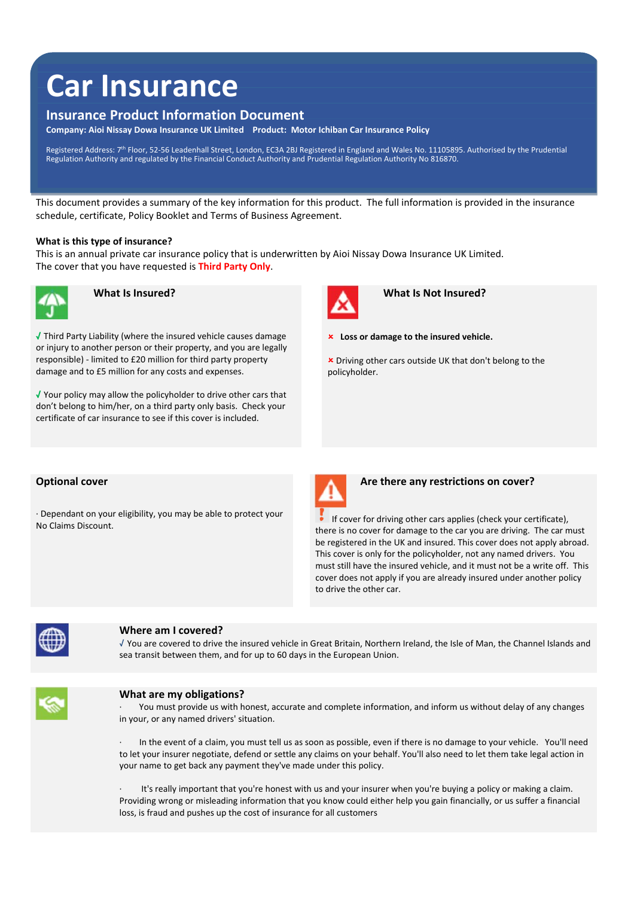# Car Insurance

## Insurance Product Information Document

**Company: Aioi Nissay Dowa Insurance UK Limited  Product: Motor Ichiban Car Insurance Policy**

Registered Address: 7th Floor, 52-56 Leadenhall Street, London, EC3A 2BJ Registered in England and Wales No. 11105895. Authorised by the Prudential Regulation Authority and regulated by the Financial Conduct Authority and Prudential Regulation Authority No 816870.

This document provides a summary of the key information for this product. The full information is provided in the insurance schedule, certificate, Policy Booklet and Terms of Business Agreement.

**What is this type of insurance?**

This is an annual private car insurance policy that is underwritten by Aioi Nissay Dowa Insurance UK Limited.
The cover that you have requested is **Third Party Only**.

### What Is Insured?

√ Third Party Liability (where the insured vehicle causes damage or injury to another person or their property, and you are legally responsible) - limited to £20 million for third party property damage and to £5 million for any costs and expenses.

√ Your policy may allow the policyholder to drive other cars that don't belong to him/her, on a third party only basis. Check your certificate of car insurance to see if this cover is included.

### What Is Not Insured?

× **Loss or damage to the insured vehicle.**

× Driving other cars outside UK that don't belong to the policyholder.

### Optional cover

· Dependant on your eligibility, you may be able to protect your No Claims Discount.

### Are there any restrictions on cover?

! If cover for driving other cars applies (check your certificate), there is no cover for damage to the car you are driving. The car must be registered in the UK and insured. This cover does not apply abroad. This cover is only for the policyholder, not any named drivers. You must still have the insured vehicle, and it must not be a write off. This cover does not apply if you are already insured under another policy to drive the other car.

### Where am I covered?

√ You are covered to drive the insured vehicle in Great Britain, Northern Ireland, the Isle of Man, the Channel Islands and sea transit between them, and for up to 60 days in the European Union.

### What are my obligations?

· You must provide us with honest, accurate and complete information, and inform us without delay of any changes in your, or any named drivers' situation.

· In the event of a claim, you must tell us as soon as possible, even if there is no damage to your vehicle. You'll need to let your insurer negotiate, defend or settle any claims on your behalf. You'll also need to let them take legal action in your name to get back any payment they've made under this policy.

· It's really important that you're honest with us and your insurer when you're buying a policy or making a claim. Providing wrong or misleading information that you know could either help you gain financially, or us suffer a financial loss, is fraud and pushes up the cost of insurance for all customers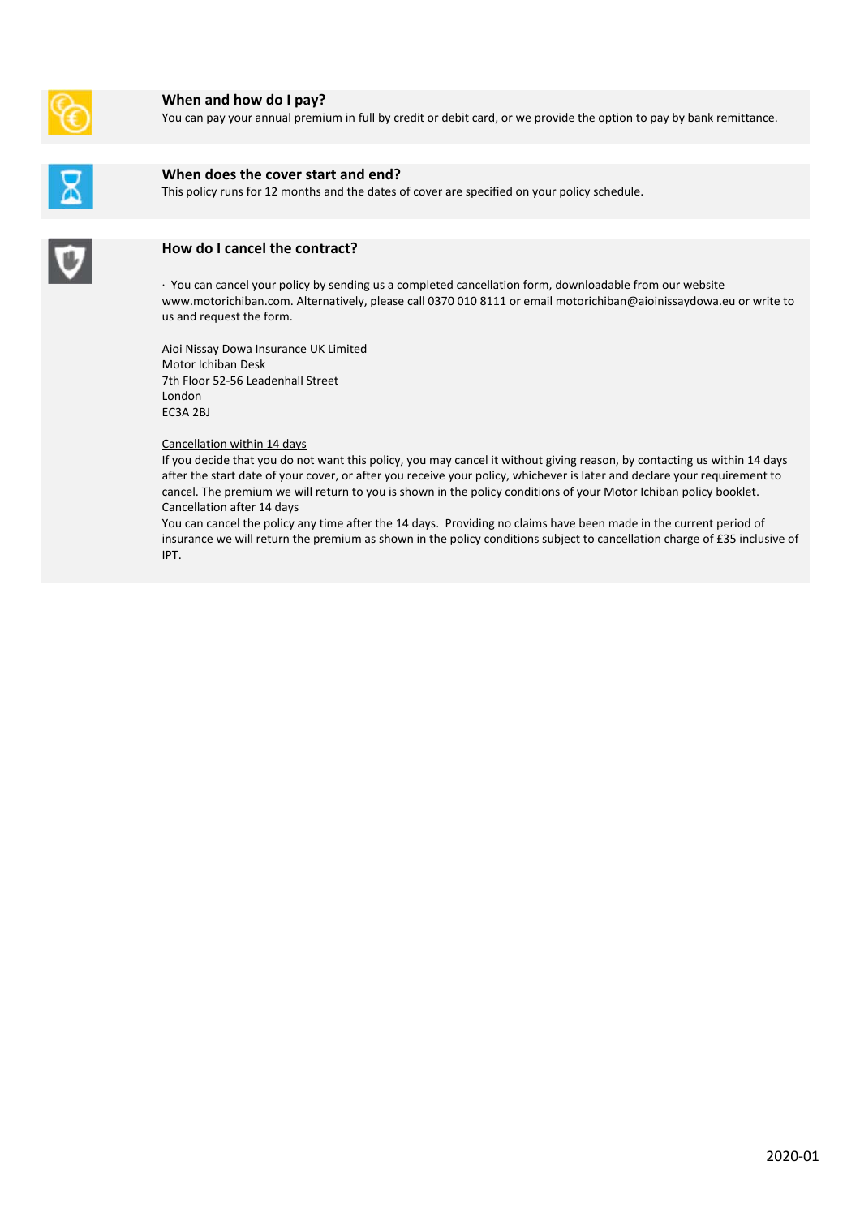## When and how do I pay?

You can pay your annual premium in full by credit or debit card, or we provide the option to pay by bank remittance.

## When does the cover start and end?

This policy runs for 12 months and the dates of cover are specified on your policy schedule.

## How do I cancel the contract?

- You can cancel your policy by sending us a completed cancellation form, downloadable from our website www.motorichiban.com. Alternatively, please call 0370 010 8111 or email motorichiban@aioinissaydowa.eu or write to us and request the form.

Aioi Nissay Dowa Insurance UK Limited
Motor Ichiban Desk
7th Floor 52-56 Leadenhall Street
London
EC3A 2BJ

Cancellation within 14 days
If you decide that you do not want this policy, you may cancel it without giving reason, by contacting us within 14 days after the start date of your cover, or after you receive your policy, whichever is later and declare your requirement to cancel. The premium we will return to you is shown in the policy conditions of your Motor Ichiban policy booklet.
Cancellation after 14 days
You can cancel the policy any time after the 14 days. Providing no claims have been made in the current period of insurance we will return the premium as shown in the policy conditions subject to cancellation charge of £35 inclusive of IPT.

2020-01